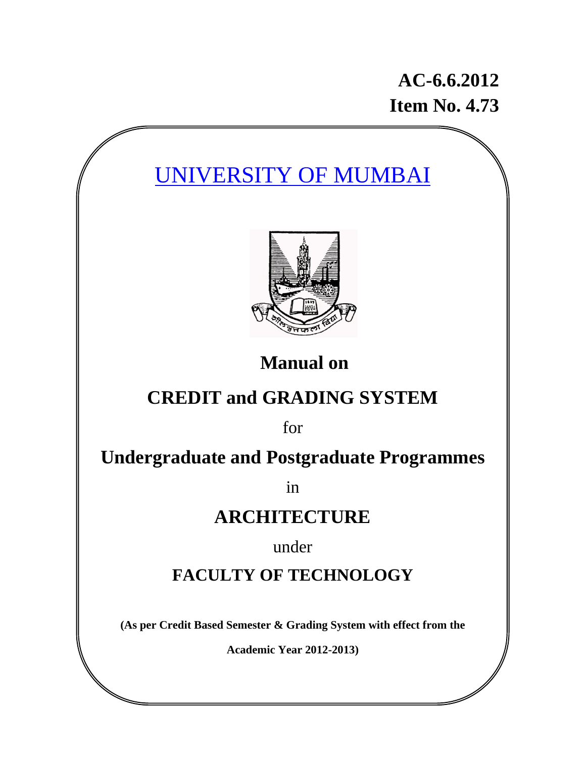**AC-6.6.2012**
**Item No. 4.73**

# UNIVERSITY OF MUMBAI

## Manual on

## CREDIT and GRADING SYSTEM

for

## Undergraduate and Postgraduate Programmes

in

## ARCHITECTURE

under

## FACULTY OF TECHNOLOGY

**(As per Credit Based Semester & Grading System with effect from the Academic Year 2012-2013)**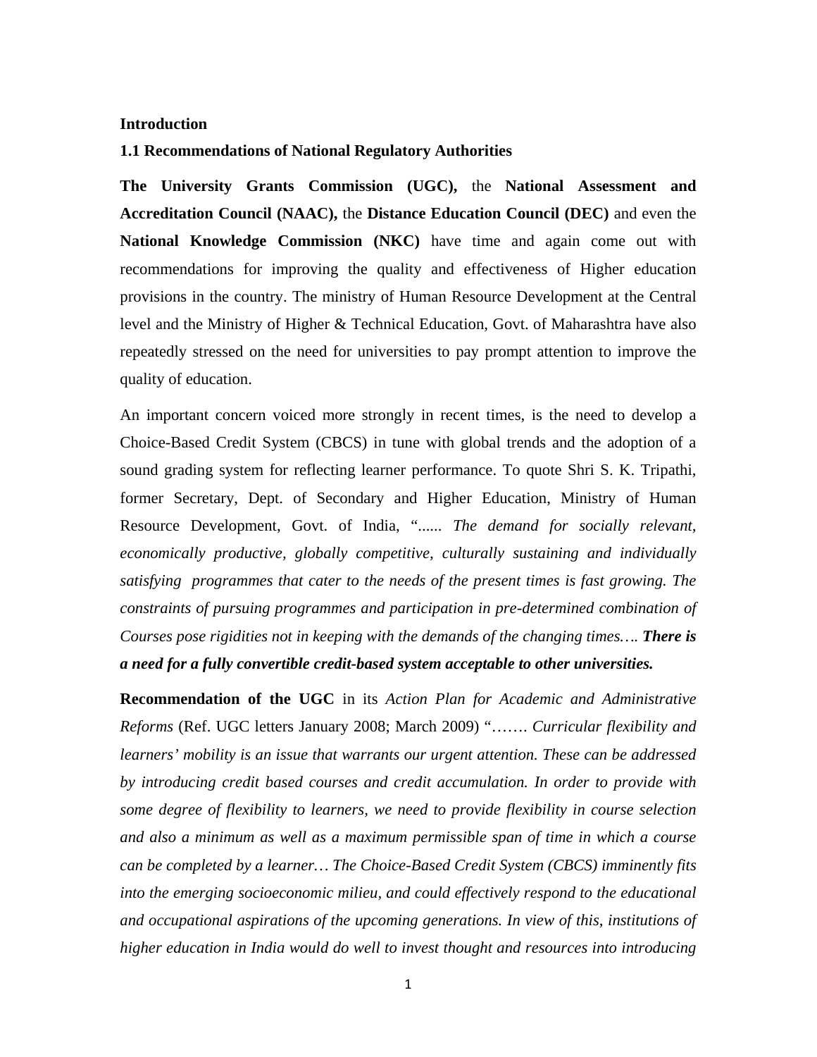**Introduction**

**1.1 Recommendations of National Regulatory Authorities**

**The University Grants Commission (UGC),** the **National Assessment and Accreditation Council (NAAC),** the **Distance Education Council (DEC)** and even the **National Knowledge Commission (NKC)** have time and again come out with recommendations for improving the quality and effectiveness of Higher education provisions in the country. The ministry of Human Resource Development at the Central level and the Ministry of Higher & Technical Education, Govt. of Maharashtra have also repeatedly stressed on the need for universities to pay prompt attention to improve the quality of education.

An important concern voiced more strongly in recent times, is the need to develop a Choice-Based Credit System (CBCS) in tune with global trends and the adoption of a sound grading system for reflecting learner performance. To quote Shri S. K. Tripathi, former Secretary, Dept. of Secondary and Higher Education, Ministry of Human Resource Development, Govt. of India, "...... *The demand for socially relevant, economically productive, globally competitive, culturally sustaining and individually satisfying programmes that cater to the needs of the present times is fast growing. The constraints of pursuing programmes and participation in pre-determined combination of Courses pose rigidities not in keeping with the demands of the changing times….* ***There is a need for a fully convertible credit-based system acceptable to other universities.***

**Recommendation of the UGC** in its *Action Plan for Academic and Administrative Reforms* (Ref. UGC letters January 2008; March 2009) "……. *Curricular flexibility and learners' mobility is an issue that warrants our urgent attention. These can be addressed by introducing credit based courses and credit accumulation. In order to provide with some degree of flexibility to learners, we need to provide flexibility in course selection and also a minimum as well as a maximum permissible span of time in which a course can be completed by a learner… The Choice-Based Credit System (CBCS) imminently fits into the emerging socioeconomic milieu, and could effectively respond to the educational and occupational aspirations of the upcoming generations. In view of this, institutions of higher education in India would do well to invest thought and resources into introducing*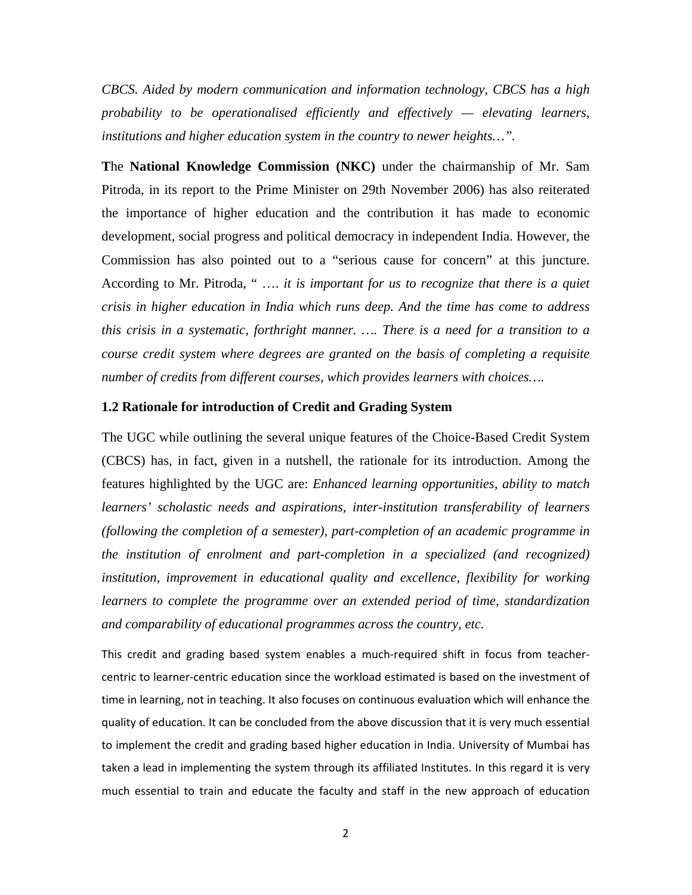*CBCS. Aided by modern communication and information technology, CBCS has a high probability to be operationalised efficiently and effectively — elevating learners, institutions and higher education system in the country to newer heights…".*

**T**he **National Knowledge Commission (NKC)** under the chairmanship of Mr. Sam Pitroda, in its report to the Prime Minister on 29th November 2006) has also reiterated the importance of higher education and the contribution it has made to economic development, social progress and political democracy in independent India. However, the Commission has also pointed out to a "serious cause for concern" at this juncture. According to Mr. Pitroda, " …. *it is important for us to recognize that there is a quiet crisis in higher education in India which runs deep. And the time has come to address this crisis in a systematic, forthright manner. …. There is a need for a transition to a course credit system where degrees are granted on the basis of completing a requisite number of credits from different courses, which provides learners with choices….*

### 1.2 Rationale for introduction of Credit and Grading System

The UGC while outlining the several unique features of the Choice-Based Credit System (CBCS) has, in fact, given in a nutshell, the rationale for its introduction. Among the features highlighted by the UGC are: *Enhanced learning opportunities, ability to match learners' scholastic needs and aspirations, inter-institution transferability of learners (following the completion of a semester), part-completion of an academic programme in the institution of enrolment and part-completion in a specialized (and recognized) institution, improvement in educational quality and excellence, flexibility for working learners to complete the programme over an extended period of time, standardization and comparability of educational programmes across the country, etc.*

This credit and grading based system enables a much-required shift in focus from teacher-centric to learner-centric education since the workload estimated is based on the investment of time in learning, not in teaching. It also focuses on continuous evaluation which will enhance the quality of education. It can be concluded from the above discussion that it is very much essential to implement the credit and grading based higher education in India. University of Mumbai has taken a lead in implementing the system through its affiliated Institutes. In this regard it is very much essential to train and educate the faculty and staff in the new approach of education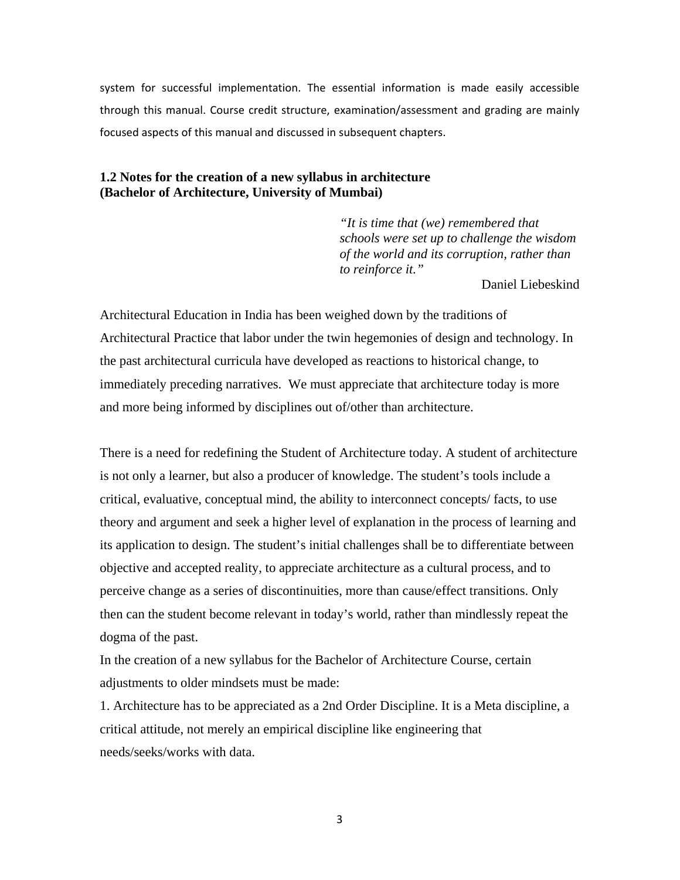system for successful implementation. The essential information is made easily accessible through this manual. Course credit structure, examination/assessment and grading are mainly focused aspects of this manual and discussed in subsequent chapters.

### 1.2 Notes for the creation of a new syllabus in architecture (Bachelor of Architecture, University of Mumbai)

> *"It is time that (we) remembered that schools were set up to challenge the wisdom of the world and its corruption, rather than to reinforce it."*
>
> Daniel Liebeskind

Architectural Education in India has been weighed down by the traditions of Architectural Practice that labor under the twin hegemonies of design and technology. In the past architectural curricula have developed as reactions to historical change, to immediately preceding narratives. We must appreciate that architecture today is more and more being informed by disciplines out of/other than architecture.

There is a need for redefining the Student of Architecture today. A student of architecture is not only a learner, but also a producer of knowledge. The student's tools include a critical, evaluative, conceptual mind, the ability to interconnect concepts/ facts, to use theory and argument and seek a higher level of explanation in the process of learning and its application to design. The student's initial challenges shall be to differentiate between objective and accepted reality, to appreciate architecture as a cultural process, and to perceive change as a series of discontinuities, more than cause/effect transitions. Only then can the student become relevant in today's world, rather than mindlessly repeat the dogma of the past.

In the creation of a new syllabus for the Bachelor of Architecture Course, certain adjustments to older mindsets must be made:

1. Architecture has to be appreciated as a 2nd Order Discipline. It is a Meta discipline, a critical attitude, not merely an empirical discipline like engineering that needs/seeks/works with data.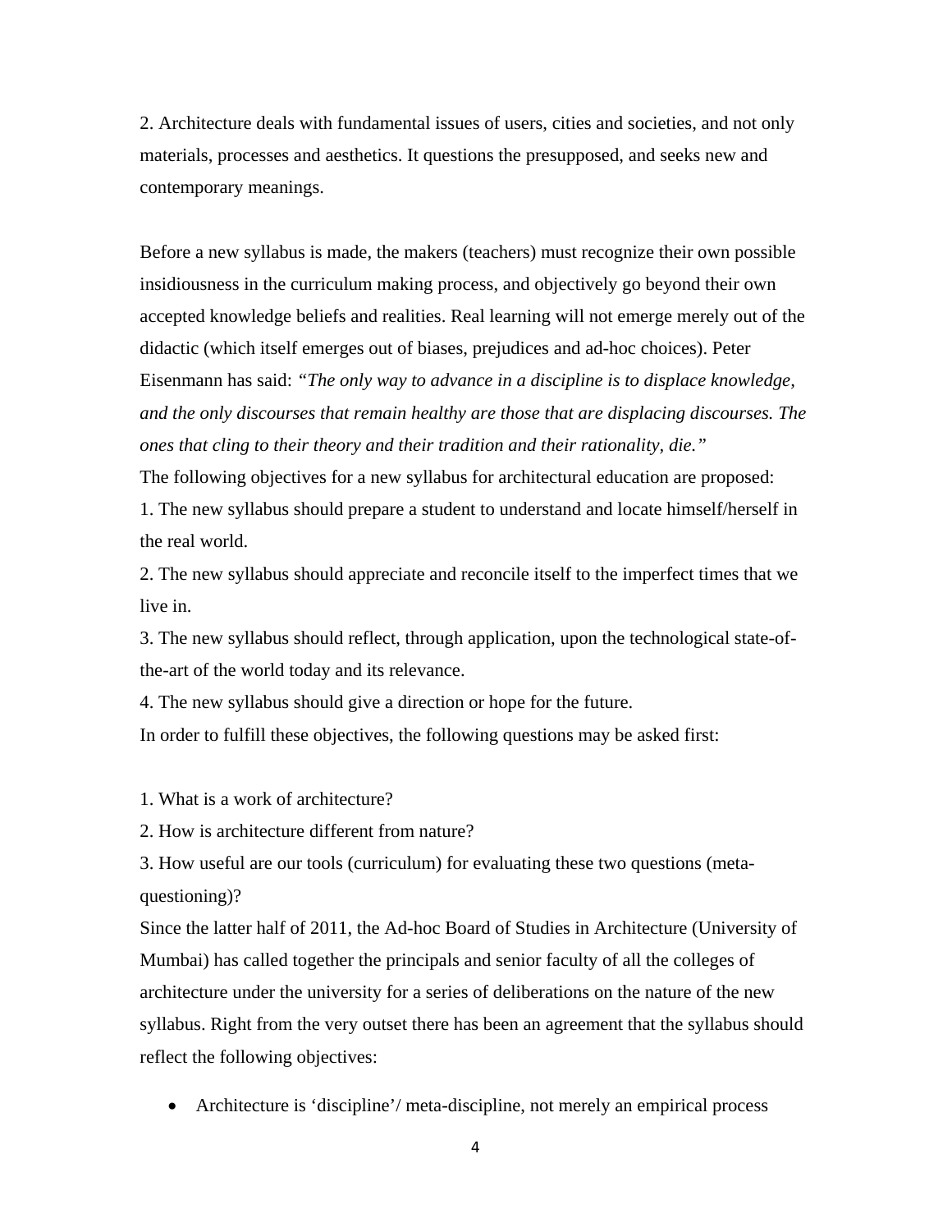2. Architecture deals with fundamental issues of users, cities and societies, and not only materials, processes and aesthetics. It questions the presupposed, and seeks new and contemporary meanings.

Before a new syllabus is made, the makers (teachers) must recognize their own possible insidiousness in the curriculum making process, and objectively go beyond their own accepted knowledge beliefs and realities. Real learning will not emerge merely out of the didactic (which itself emerges out of biases, prejudices and ad-hoc choices). Peter Eisenmann has said: *"The only way to advance in a discipline is to displace knowledge, and the only discourses that remain healthy are those that are displacing discourses. The ones that cling to their theory and their tradition and their rationality, die."*

The following objectives for a new syllabus for architectural education are proposed:

1. The new syllabus should prepare a student to understand and locate himself/herself in the real world.
2. The new syllabus should appreciate and reconcile itself to the imperfect times that we live in.
3. The new syllabus should reflect, through application, upon the technological state-of-the-art of the world today and its relevance.
4. The new syllabus should give a direction or hope for the future.

In order to fulfill these objectives, the following questions may be asked first:

1. What is a work of architecture?
2. How is architecture different from nature?
3. How useful are our tools (curriculum) for evaluating these two questions (meta-questioning)?

Since the latter half of 2011, the Ad-hoc Board of Studies in Architecture (University of Mumbai) has called together the principals and senior faculty of all the colleges of architecture under the university for a series of deliberations on the nature of the new syllabus. Right from the very outset there has been an agreement that the syllabus should reflect the following objectives:

- Architecture is 'discipline'/ meta-discipline, not merely an empirical process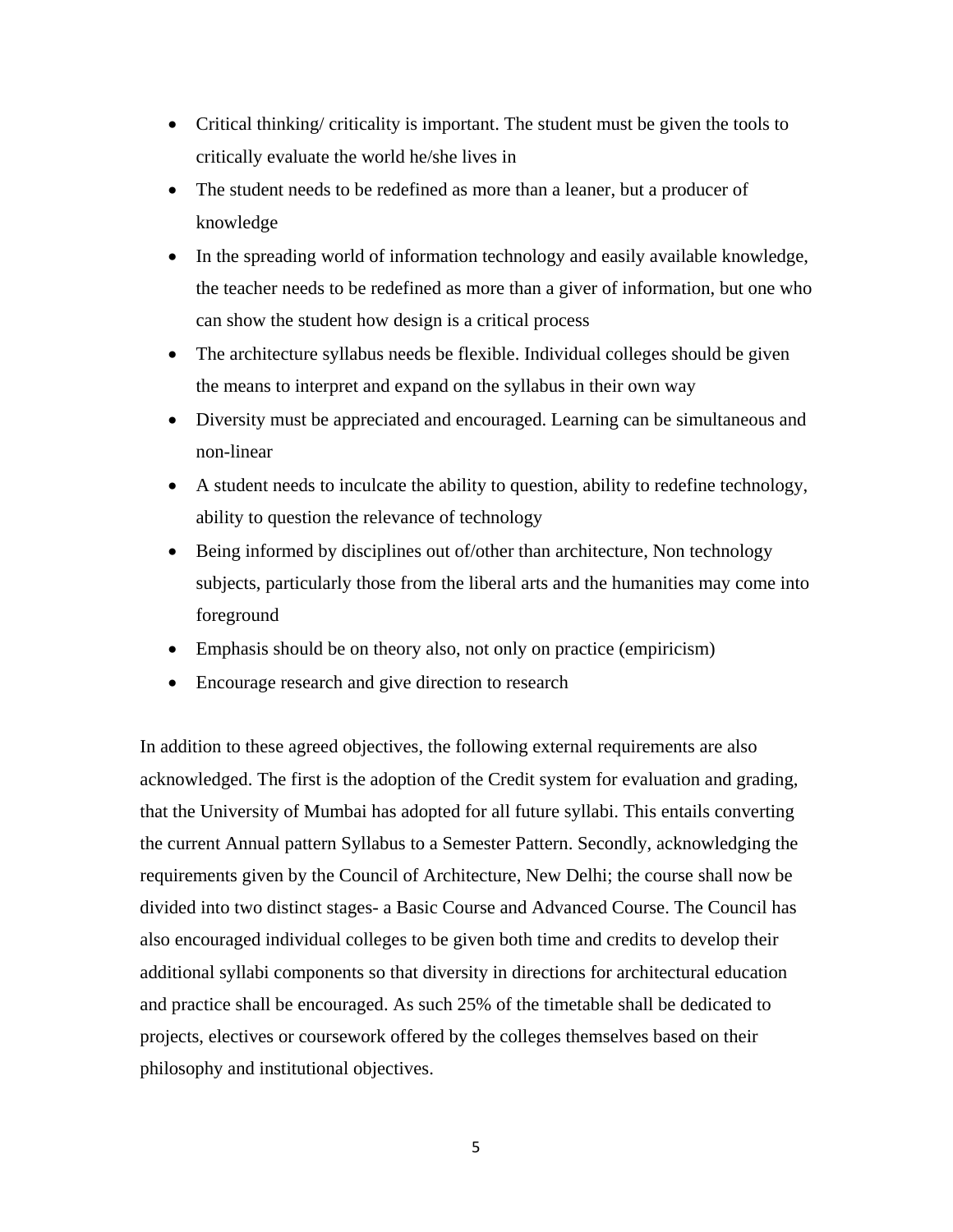- Critical thinking/ criticality is important. The student must be given the tools to critically evaluate the world he/she lives in
- The student needs to be redefined as more than a leaner, but a producer of knowledge
- In the spreading world of information technology and easily available knowledge, the teacher needs to be redefined as more than a giver of information, but one who can show the student how design is a critical process
- The architecture syllabus needs be flexible. Individual colleges should be given the means to interpret and expand on the syllabus in their own way
- Diversity must be appreciated and encouraged. Learning can be simultaneous and non-linear
- A student needs to inculcate the ability to question, ability to redefine technology, ability to question the relevance of technology
- Being informed by disciplines out of/other than architecture, Non technology subjects, particularly those from the liberal arts and the humanities may come into foreground
- Emphasis should be on theory also, not only on practice (empiricism)
- Encourage research and give direction to research

In addition to these agreed objectives, the following external requirements are also acknowledged. The first is the adoption of the Credit system for evaluation and grading, that the University of Mumbai has adopted for all future syllabi. This entails converting the current Annual pattern Syllabus to a Semester Pattern. Secondly, acknowledging the requirements given by the Council of Architecture, New Delhi; the course shall now be divided into two distinct stages- a Basic Course and Advanced Course. The Council has also encouraged individual colleges to be given both time and credits to develop their additional syllabi components so that diversity in directions for architectural education and practice shall be encouraged. As such 25% of the timetable shall be dedicated to projects, electives or coursework offered by the colleges themselves based on their philosophy and institutional objectives.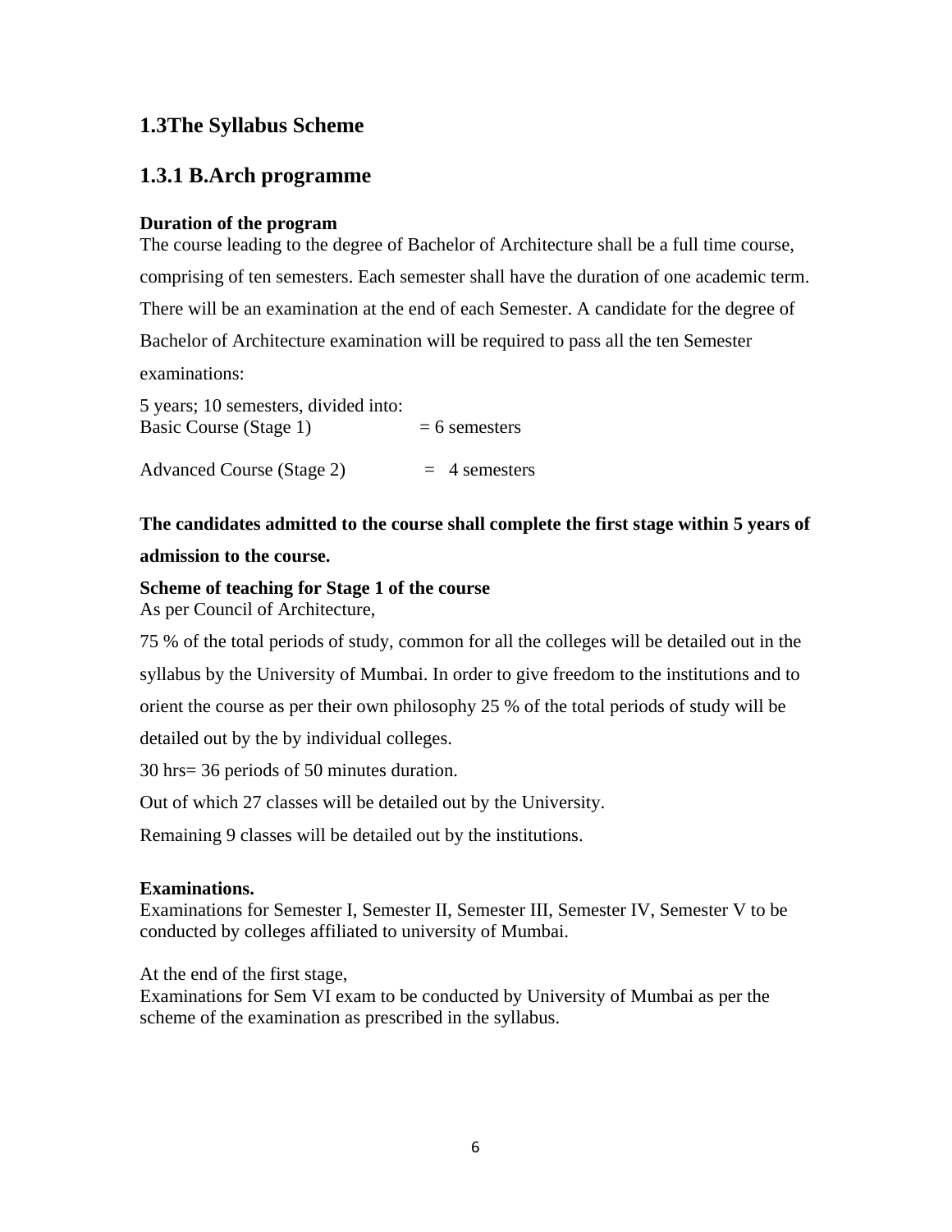## 1.3The Syllabus Scheme

## 1.3.1 B.Arch programme

**Duration of the program**

The course leading to the degree of Bachelor of Architecture shall be a full time course, comprising of ten semesters. Each semester shall have the duration of one academic term. There will be an examination at the end of each Semester. A candidate for the degree of Bachelor of Architecture examination will be required to pass all the ten Semester examinations:

5 years; 10 semesters, divided into:
Basic Course (Stage 1) = 6 semesters

Advanced Course (Stage 2) = 4 semesters

**The candidates admitted to the course shall complete the first stage within 5 years of admission to the course.**

**Scheme of teaching for Stage 1 of the course**

As per Council of Architecture,

75 % of the total periods of study, common for all the colleges will be detailed out in the syllabus by the University of Mumbai. In order to give freedom to the institutions and to orient the course as per their own philosophy 25 % of the total periods of study will be detailed out by the by individual colleges.

30 hrs= 36 periods of 50 minutes duration.

Out of which 27 classes will be detailed out by the University.

Remaining 9 classes will be detailed out by the institutions.

**Examinations.**

Examinations for Semester I, Semester II, Semester III, Semester IV, Semester V to be conducted by colleges affiliated to university of Mumbai.

At the end of the first stage,
Examinations for Sem VI exam to be conducted by University of Mumbai as per the scheme of the examination as prescribed in the syllabus.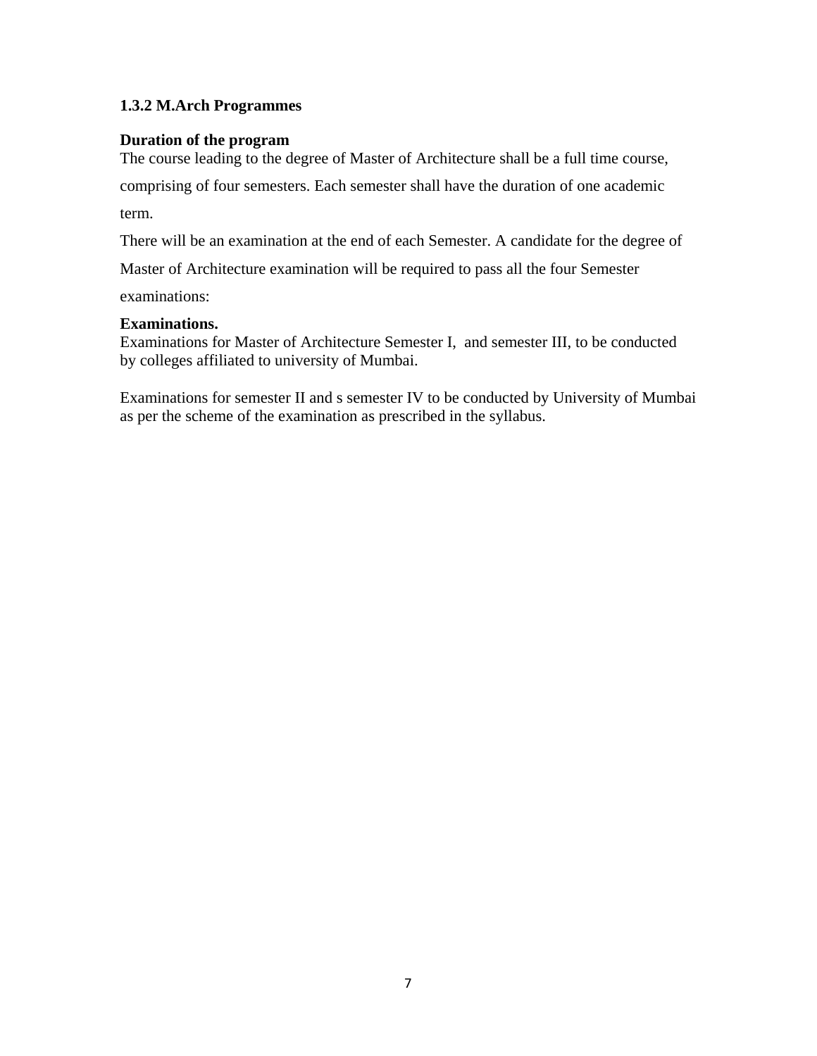### 1.3.2 M.Arch Programmes

**Duration of the program**

The course leading to the degree of Master of Architecture shall be a full time course, comprising of four semesters. Each semester shall have the duration of one academic term.

There will be an examination at the end of each Semester. A candidate for the degree of Master of Architecture examination will be required to pass all the four Semester examinations:

**Examinations.**

Examinations for Master of Architecture Semester I, and semester III, to be conducted by colleges affiliated to university of Mumbai.

Examinations for semester II and s semester IV to be conducted by University of Mumbai as per the scheme of the examination as prescribed in the syllabus.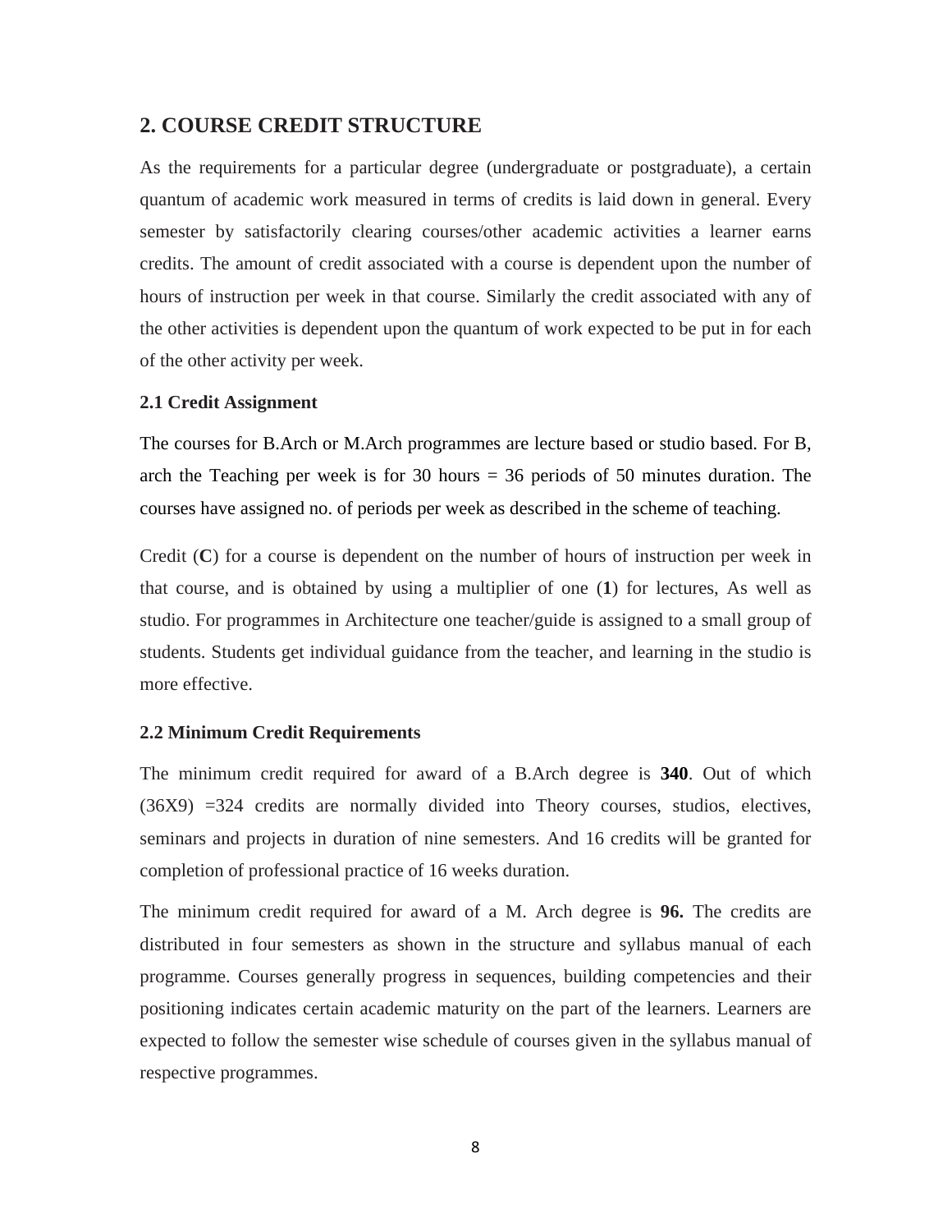## 2. COURSE CREDIT STRUCTURE

As the requirements for a particular degree (undergraduate or postgraduate), a certain quantum of academic work measured in terms of credits is laid down in general. Every semester by satisfactorily clearing courses/other academic activities a learner earns credits. The amount of credit associated with a course is dependent upon the number of hours of instruction per week in that course. Similarly the credit associated with any of the other activities is dependent upon the quantum of work expected to be put in for each of the other activity per week.

### 2.1 Credit Assignment

The courses for B.Arch or M.Arch programmes are lecture based or studio based. For B, arch the Teaching per week is for 30 hours = 36 periods of 50 minutes duration. The courses have assigned no. of periods per week as described in the scheme of teaching.

Credit (**C**) for a course is dependent on the number of hours of instruction per week in that course, and is obtained by using a multiplier of one (**1**) for lectures, As well as studio. For programmes in Architecture one teacher/guide is assigned to a small group of students. Students get individual guidance from the teacher, and learning in the studio is more effective.

### 2.2 Minimum Credit Requirements

The minimum credit required for award of a B.Arch degree is **340**. Out of which (36X9) =324 credits are normally divided into Theory courses, studios, electives, seminars and projects in duration of nine semesters. And 16 credits will be granted for completion of professional practice of 16 weeks duration.

The minimum credit required for award of a M. Arch degree is **96.** The credits are distributed in four semesters as shown in the structure and syllabus manual of each programme. Courses generally progress in sequences, building competencies and their positioning indicates certain academic maturity on the part of the learners. Learners are expected to follow the semester wise schedule of courses given in the syllabus manual of respective programmes.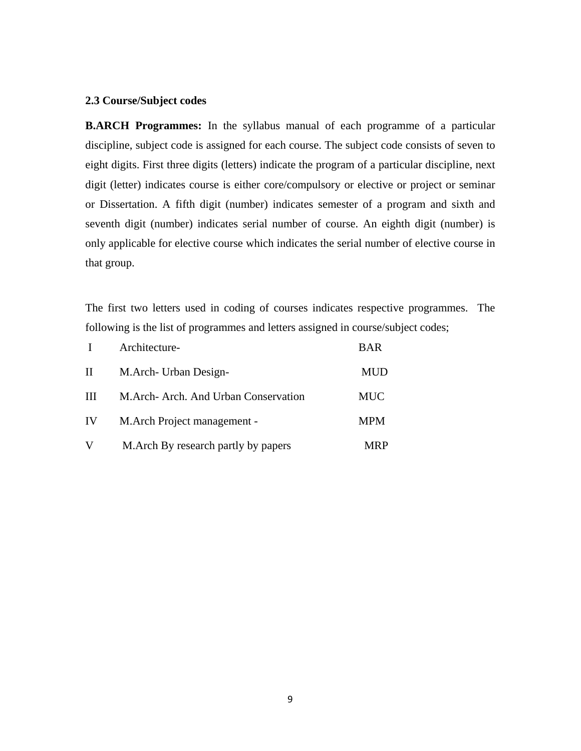### 2.3 Course/Subject codes

**B.ARCH Programmes:** In the syllabus manual of each programme of a particular discipline, subject code is assigned for each course. The subject code consists of seven to eight digits. First three digits (letters) indicate the program of a particular discipline, next digit (letter) indicates course is either core/compulsory or elective or project or seminar or Dissertation. A fifth digit (number) indicates semester of a program and sixth and seventh digit (number) indicates serial number of course. An eighth digit (number) is only applicable for elective course which indicates the serial number of elective course in that group.

The first two letters used in coding of courses indicates respective programmes. The following is the list of programmes and letters assigned in course/subject codes;

| | | |
|---|---|---|
| I | Architecture- | BAR |
| II | M.Arch- Urban Design- | MUD |
| III | M.Arch- Arch. And Urban Conservation | MUC |
| IV | M.Arch Project management - | MPM |
| V | M.Arch By research partly by papers | MRP |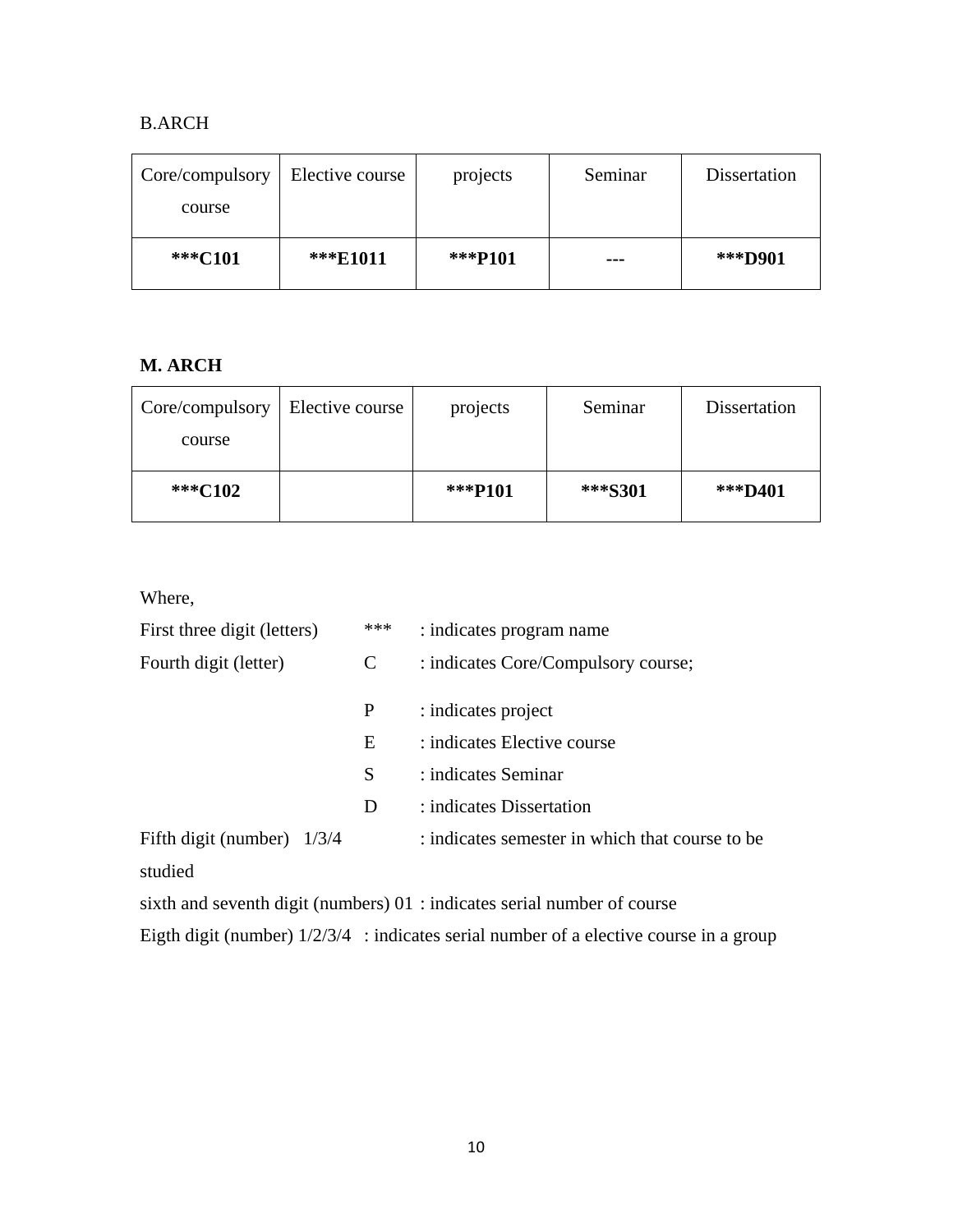B.ARCH

| Core/compulsory course | Elective course | projects | Seminar | Dissertation |
|---|---|---|---|---|
| **\*\*\*C101** | **\*\*\*E1011** | **\*\*\*P101** | **---** | **\*\*\*D901** |

**M. ARCH**

| Core/compulsory course | Elective course | projects | Seminar | Dissertation |
|---|---|---|---|---|
| **\*\*\*C102** | | **\*\*\*P101** | **\*\*\*S301** | **\*\*\*D401** |

Where,

First three digit (letters) *** : indicates program name

Fourth digit (letter) C : indicates Core/Compulsory course;

P : indicates project

E : indicates Elective course

S : indicates Seminar

D : indicates Dissertation

Fifth digit (number) 1/3/4 : indicates semester in which that course to be studied

sixth and seventh digit (numbers) 01 : indicates serial number of course

Eigth digit (number) 1/2/3/4 : indicates serial number of a elective course in a group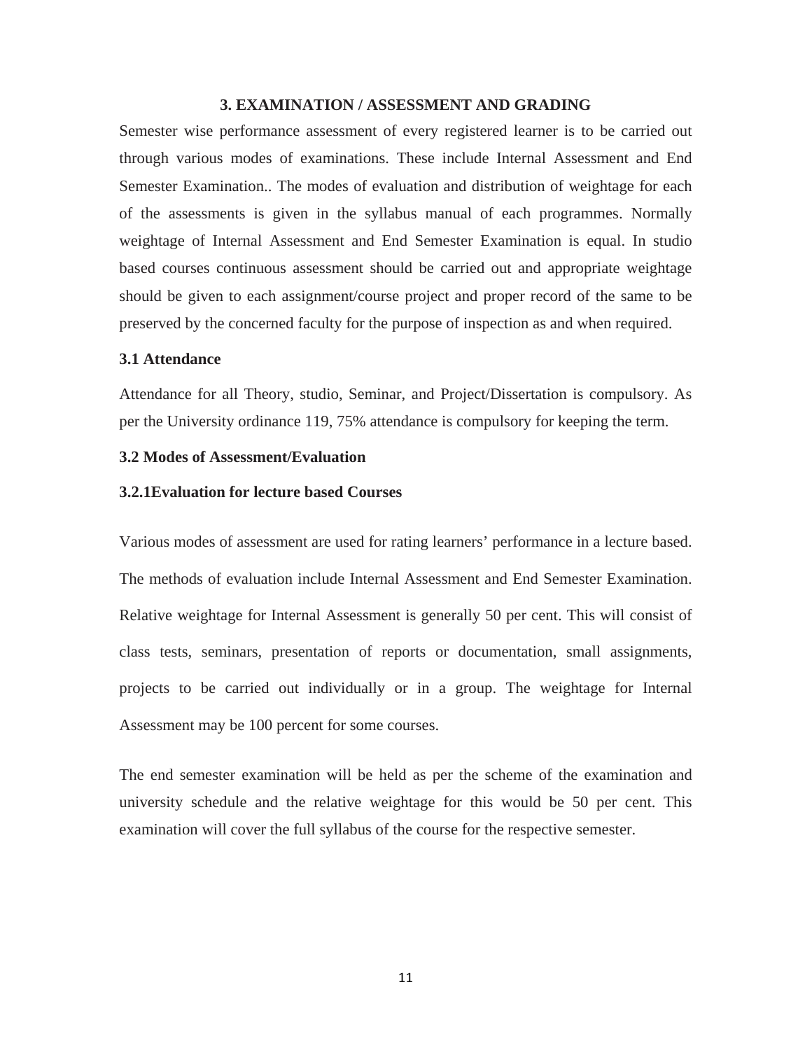## 3. EXAMINATION / ASSESSMENT AND GRADING

Semester wise performance assessment of every registered learner is to be carried out through various modes of examinations. These include Internal Assessment and End Semester Examination.. The modes of evaluation and distribution of weightage for each of the assessments is given in the syllabus manual of each programmes. Normally weightage of Internal Assessment and End Semester Examination is equal. In studio based courses continuous assessment should be carried out and appropriate weightage should be given to each assignment/course project and proper record of the same to be preserved by the concerned faculty for the purpose of inspection as and when required.

### 3.1 Attendance

Attendance for all Theory, studio, Seminar, and Project/Dissertation is compulsory. As per the University ordinance 119, 75% attendance is compulsory for keeping the term.

### 3.2 Modes of Assessment/Evaluation

#### 3.2.1Evaluation for lecture based Courses

Various modes of assessment are used for rating learners' performance in a lecture based. The methods of evaluation include Internal Assessment and End Semester Examination. Relative weightage for Internal Assessment is generally 50 per cent. This will consist of class tests, seminars, presentation of reports or documentation, small assignments, projects to be carried out individually or in a group. The weightage for Internal Assessment may be 100 percent for some courses.

The end semester examination will be held as per the scheme of the examination and university schedule and the relative weightage for this would be 50 per cent. This examination will cover the full syllabus of the course for the respective semester.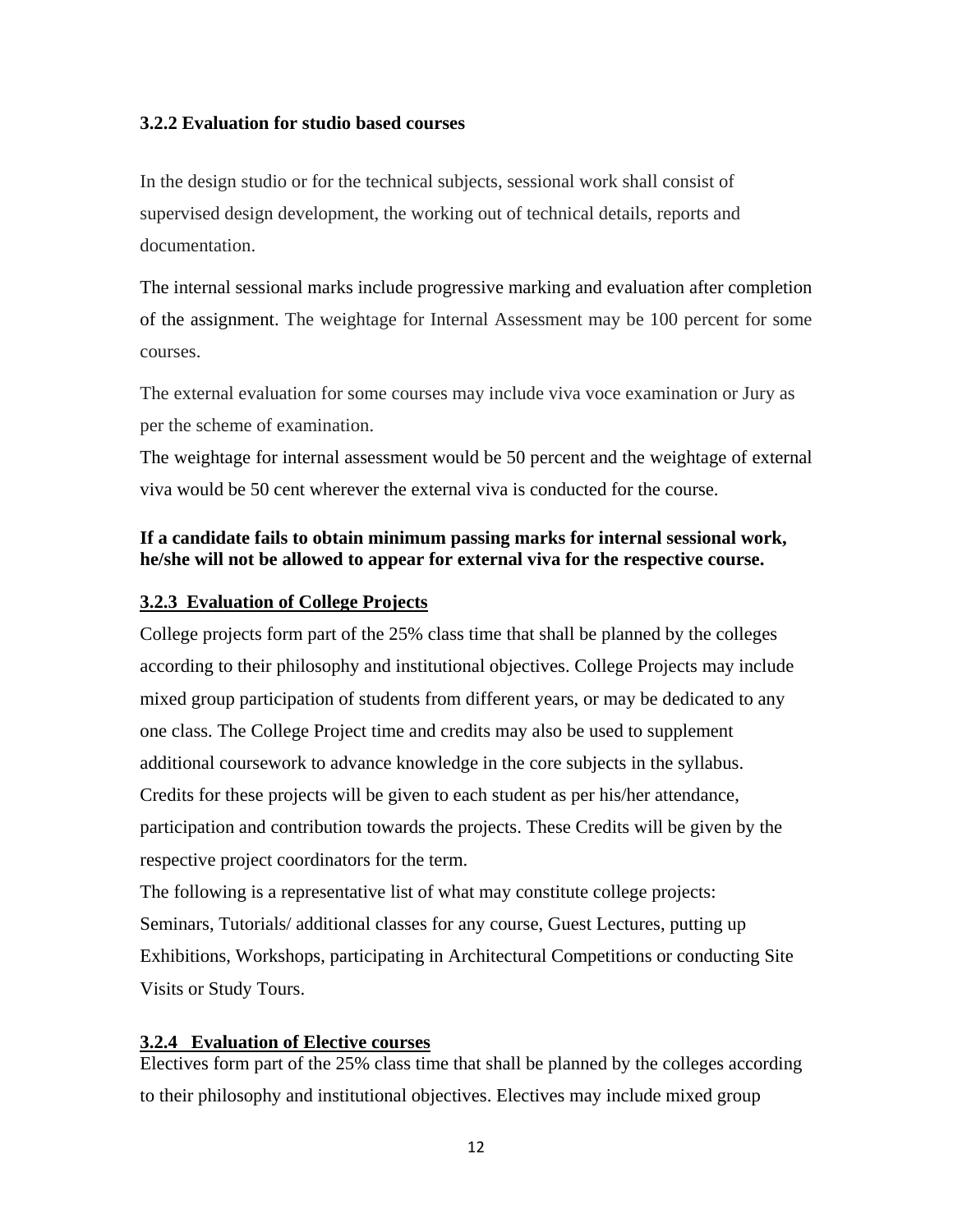### 3.2.2 Evaluation for studio based courses

In the design studio or for the technical subjects, sessional work shall consist of supervised design development, the working out of technical details, reports and documentation.

The internal sessional marks include progressive marking and evaluation after completion of the assignment. The weightage for Internal Assessment may be 100 percent for some courses.

The external evaluation for some courses may include viva voce examination or Jury as per the scheme of examination.

The weightage for internal assessment would be 50 percent and the weightage of external viva would be 50 cent wherever the external viva is conducted for the course.

**If a candidate fails to obtain minimum passing marks for internal sessional work, he/she will not be allowed to appear for external viva for the respective course.**

### 3.2.3 Evaluation of College Projects

College projects form part of the 25% class time that shall be planned by the colleges according to their philosophy and institutional objectives. College Projects may include mixed group participation of students from different years, or may be dedicated to any one class. The College Project time and credits may also be used to supplement additional coursework to advance knowledge in the core subjects in the syllabus. Credits for these projects will be given to each student as per his/her attendance, participation and contribution towards the projects. These Credits will be given by the respective project coordinators for the term.

The following is a representative list of what may constitute college projects:
Seminars, Tutorials/ additional classes for any course, Guest Lectures, putting up Exhibitions, Workshops, participating in Architectural Competitions or conducting Site Visits or Study Tours.

### 3.2.4 Evaluation of Elective courses

Electives form part of the 25% class time that shall be planned by the colleges according to their philosophy and institutional objectives. Electives may include mixed group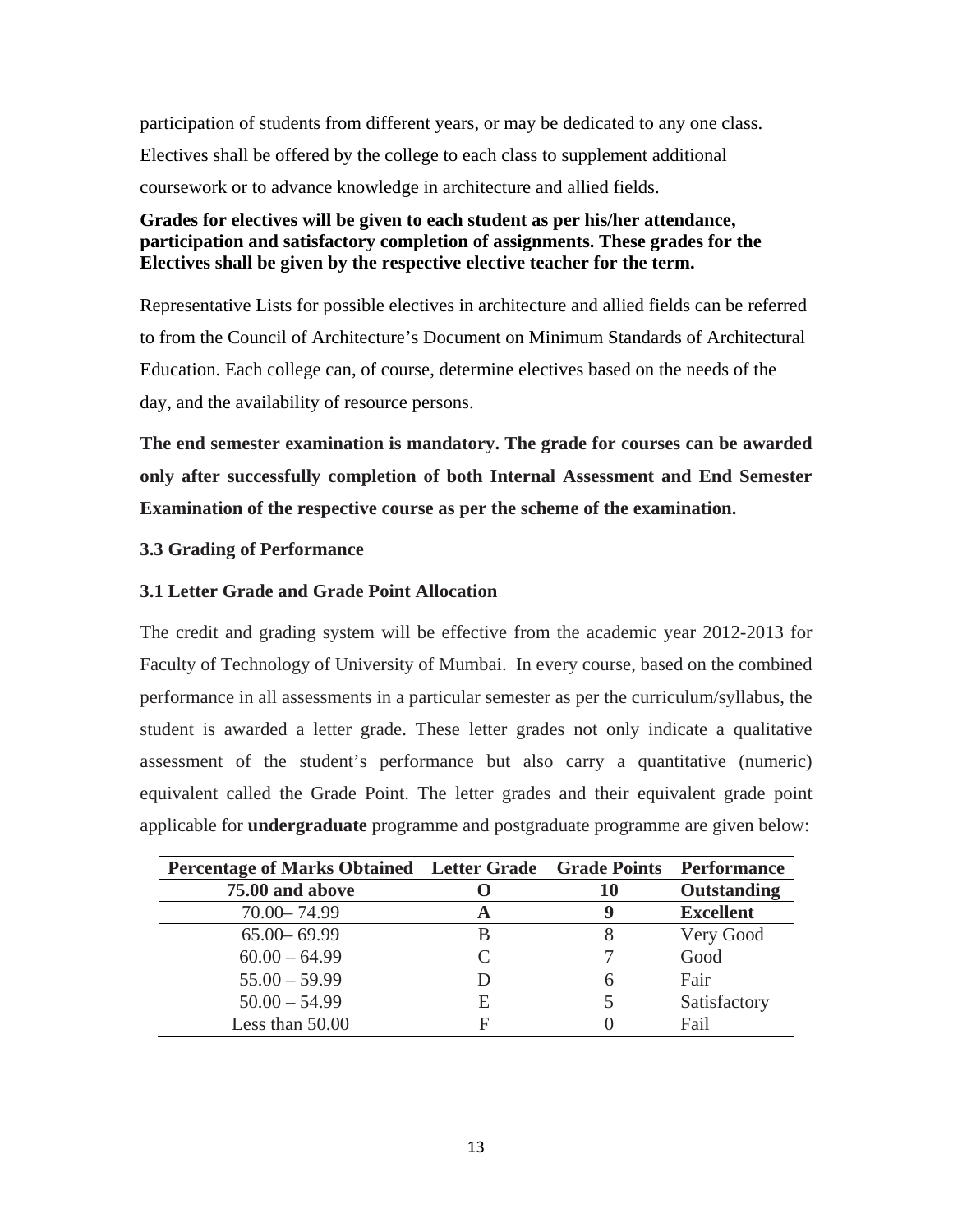participation of students from different years, or may be dedicated to any one class. Electives shall be offered by the college to each class to supplement additional coursework or to advance knowledge in architecture and allied fields.

**Grades for electives will be given to each student as per his/her attendance, participation and satisfactory completion of assignments. These grades for the Electives shall be given by the respective elective teacher for the term.**

Representative Lists for possible electives in architecture and allied fields can be referred to from the Council of Architecture's Document on Minimum Standards of Architectural Education. Each college can, of course, determine electives based on the needs of the day, and the availability of resource persons.

**The end semester examination is mandatory. The grade for courses can be awarded only after successfully completion of both Internal Assessment and End Semester Examination of the respective course as per the scheme of the examination.**

### 3.3 Grading of Performance

### 3.1 Letter Grade and Grade Point Allocation

The credit and grading system will be effective from the academic year 2012-2013 for Faculty of Technology of University of Mumbai. In every course, based on the combined performance in all assessments in a particular semester as per the curriculum/syllabus, the student is awarded a letter grade. These letter grades not only indicate a qualitative assessment of the student's performance but also carry a quantitative (numeric) equivalent called the Grade Point. The letter grades and their equivalent grade point applicable for **undergraduate** programme and postgraduate programme are given below:

| Percentage of Marks Obtained | Letter Grade | Grade Points | Performance |
|---|---|---|---|
| **75.00 and above** | **O** | **10** | **Outstanding** |
| 70.00– 74.99 | **A** | **9** | **Excellent** |
| 65.00– 69.99 | B | 8 | Very Good |
| 60.00 – 64.99 | C | 7 | Good |
| 55.00 – 59.99 | D | 6 | Fair |
| 50.00 – 54.99 | E | 5 | Satisfactory |
| Less than 50.00 | F | 0 | Fail |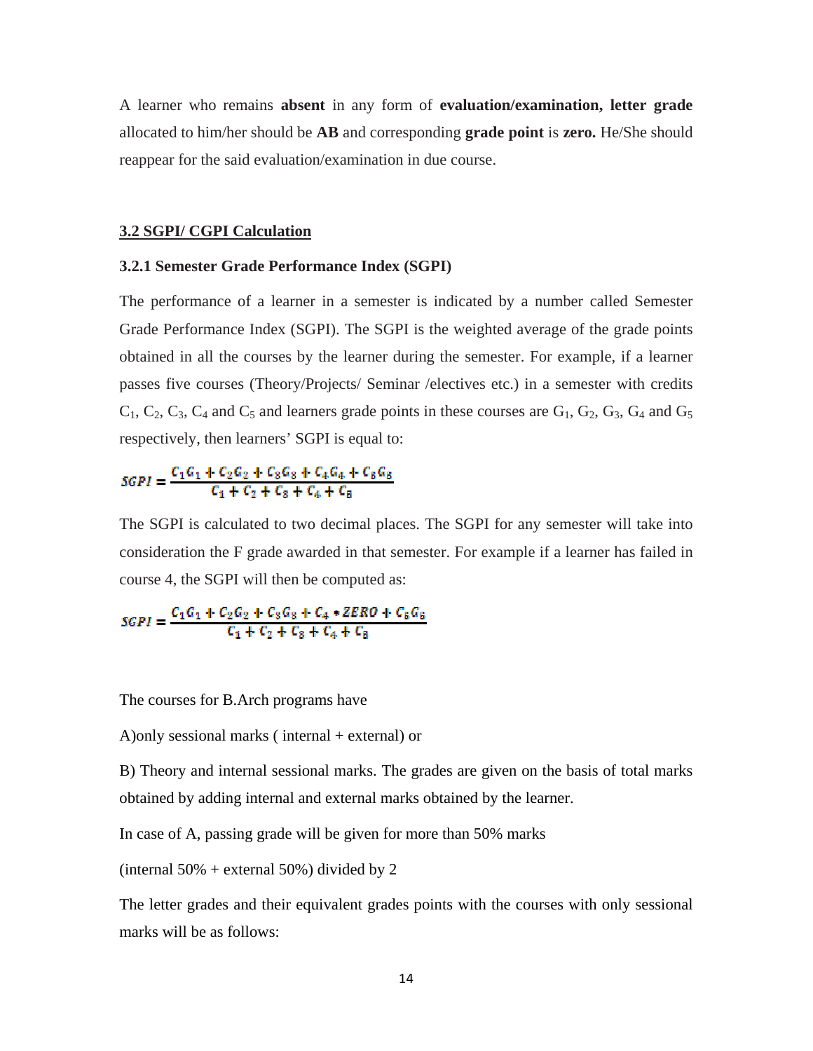A learner who remains **absent** in any form of **evaluation/examination, letter grade** allocated to him/her should be **AB** and corresponding **grade point** is **zero.** He/She should reappear for the said evaluation/examination in due course.

## 3.2 SGPI/ CGPI Calculation

### 3.2.1 Semester Grade Performance Index (SGPI)

The performance of a learner in a semester is indicated by a number called Semester Grade Performance Index (SGPI). The SGPI is the weighted average of the grade points obtained in all the courses by the learner during the semester. For example, if a learner passes five courses (Theory/Projects/ Seminar /electives etc.) in a semester with credits $C_1$, $C_2$, $C_3$, $C_4$ and $C_5$ and learners grade points in these courses are $G_1$, $G_2$, $G_3$, $G_4$ and $G_5$ respectively, then learners' SGPI is equal to:

$$SGPI = \frac{C_1G_1 + C_2G_2 + C_3G_3 + C_4G_4 + C_5G_5}{C_1 + C_2 + C_3 + C_4 + C_5}$$

The SGPI is calculated to two decimal places. The SGPI for any semester will take into consideration the F grade awarded in that semester. For example if a learner has failed in course 4, the SGPI will then be computed as:

$$SGPI = \frac{C_1G_1 + C_2G_2 + C_3G_3 + C_4 * ZERO + C_5G_5}{C_1 + C_2 + C_3 + C_4 + C_5}$$

The courses for B.Arch programs have

A)only sessional marks ( internal + external) or

B) Theory and internal sessional marks. The grades are given on the basis of total marks obtained by adding internal and external marks obtained by the learner.

In case of A, passing grade will be given for more than 50% marks

(internal 50% + external 50%) divided by 2

The letter grades and their equivalent grades points with the courses with only sessional marks will be as follows: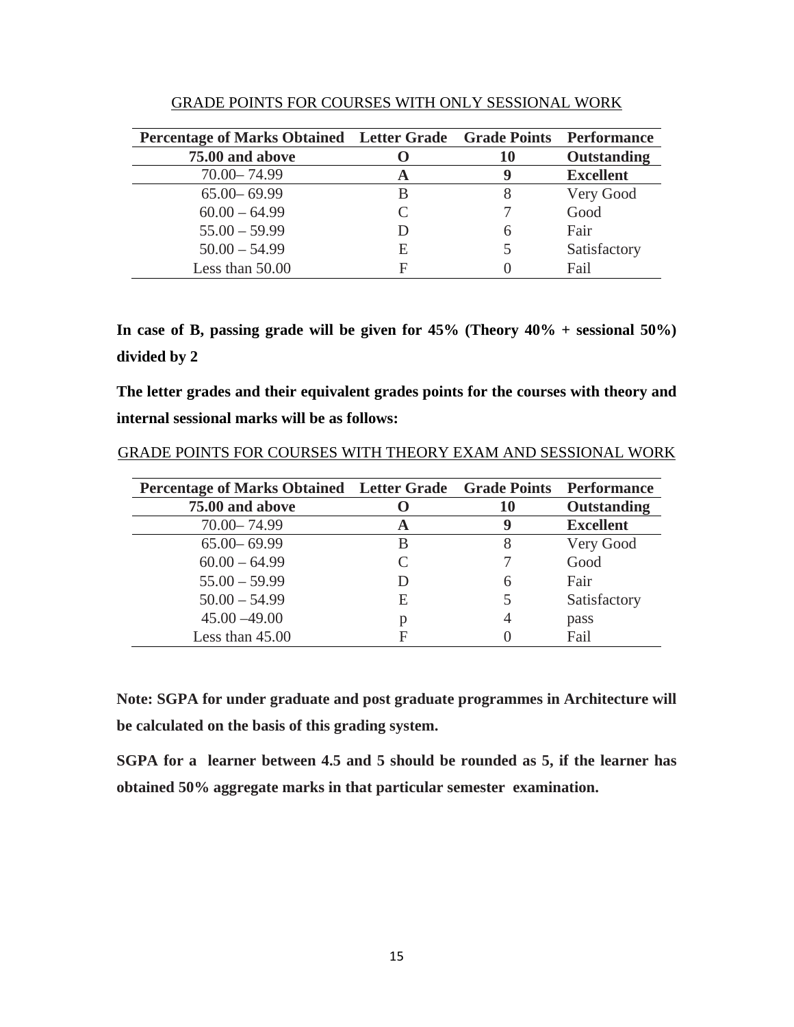GRADE POINTS FOR COURSES WITH ONLY SESSIONAL WORK

| Percentage of Marks Obtained | Letter Grade | Grade Points | Performance |
|---|---|---|---|
| **75.00 and above** | **O** | **10** | **Outstanding** |
| 70.00– 74.99 | **A** | **9** | **Excellent** |
| 65.00– 69.99 | B | 8 | Very Good |
| 60.00 – 64.99 | C | 7 | Good |
| 55.00 – 59.99 | D | 6 | Fair |
| 50.00 – 54.99 | E | 5 | Satisfactory |
| Less than 50.00 | F | 0 | Fail |

**In case of B, passing grade will be given for 45% (Theory 40% + sessional 50%) divided by 2**

**The letter grades and their equivalent grades points for the courses with theory and internal sessional marks will be as follows:**

GRADE POINTS FOR COURSES WITH THEORY EXAM AND SESSIONAL WORK

| Percentage of Marks Obtained | Letter Grade | Grade Points | Performance |
|---|---|---|---|
| **75.00 and above** | **O** | **10** | **Outstanding** |
| 70.00– 74.99 | **A** | **9** | **Excellent** |
| 65.00– 69.99 | B | 8 | Very Good |
| 60.00 – 64.99 | C | 7 | Good |
| 55.00 – 59.99 | D | 6 | Fair |
| 50.00 – 54.99 | E | 5 | Satisfactory |
| 45.00 –49.00 | p | 4 | pass |
| Less than 45.00 | F | 0 | Fail |

**Note: SGPA for under graduate and post graduate programmes in Architecture will be calculated on the basis of this grading system.**

**SGPA for a learner between 4.5 and 5 should be rounded as 5, if the learner has obtained 50% aggregate marks in that particular semester examination.**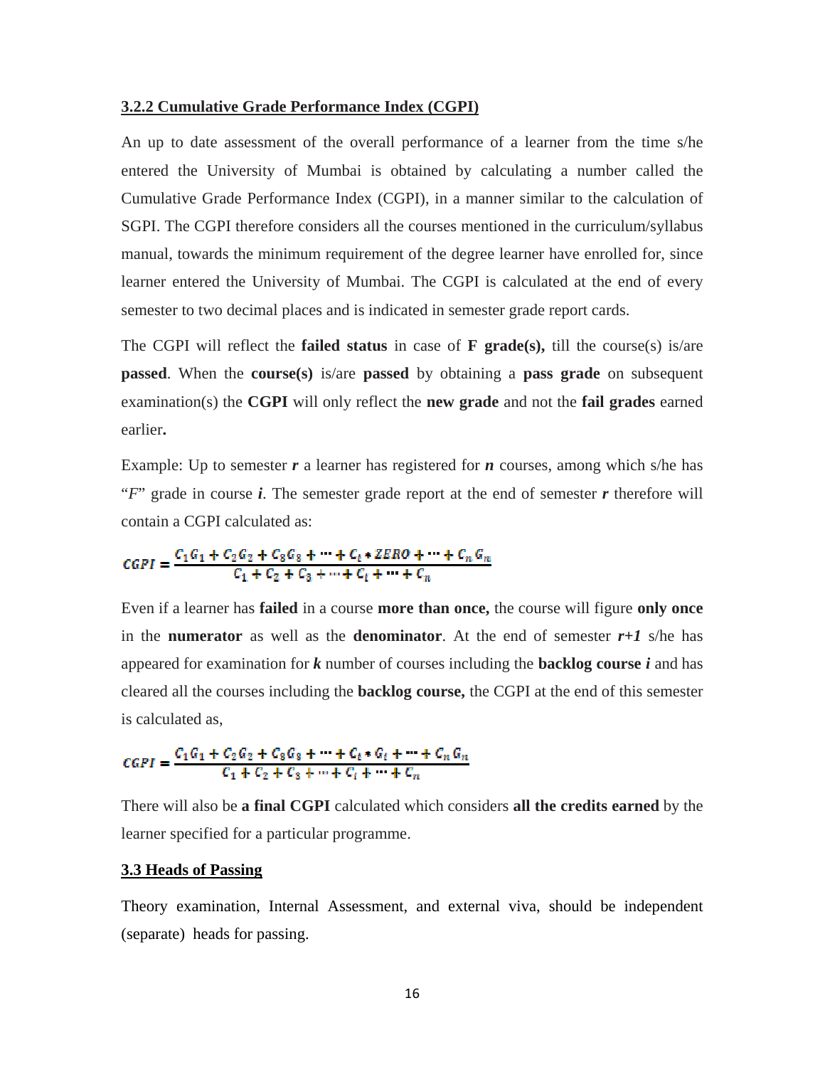### 3.2.2 Cumulative Grade Performance Index (CGPI)

An up to date assessment of the overall performance of a learner from the time s/he entered the University of Mumbai is obtained by calculating a number called the Cumulative Grade Performance Index (CGPI), in a manner similar to the calculation of SGPI. The CGPI therefore considers all the courses mentioned in the curriculum/syllabus manual, towards the minimum requirement of the degree learner have enrolled for, since learner entered the University of Mumbai. The CGPI is calculated at the end of every semester to two decimal places and is indicated in semester grade report cards.

The CGPI will reflect the **failed status** in case of **F grade(s),** till the course(s) is/are **passed**. When the **course(s)** is/are **passed** by obtaining a **pass grade** on subsequent examination(s) the **CGPI** will only reflect the **new grade** and not the **fail grades** earned earlier**.**

Example: Up to semester ***r*** a learner has registered for ***n*** courses, among which s/he has "*F*" grade in course ***i***. The semester grade report at the end of semester ***r*** therefore will contain a CGPI calculated as:

$$CGPI = \frac{C_1G_1 + C_2G_2 + C_3G_3 + \cdots + C_i * ZERO + \cdots + C_nG_n}{C_1 + C_2 + C_3 + \cdots + C_i + \cdots + C_n}$$

Even if a learner has **failed** in a course **more than once,** the course will figure **only once** in the **numerator** as well as the **denominator**. At the end of semester ***r+1*** s/he has appeared for examination for ***k*** number of courses including the **backlog course *i*** and has cleared all the courses including the **backlog course,** the CGPI at the end of this semester is calculated as,

$$CGPI = \frac{C_1G_1 + C_2G_2 + C_3G_3 + \cdots + C_i * G_i + \cdots + C_nG_n}{C_1 + C_2 + C_3 + \cdots + C_i + \cdots + C_n}$$

There will also be **a final CGPI** calculated which considers **all the credits earned** by the learner specified for a particular programme.

### 3.3 Heads of Passing

Theory examination, Internal Assessment, and external viva, should be independent (separate) heads for passing.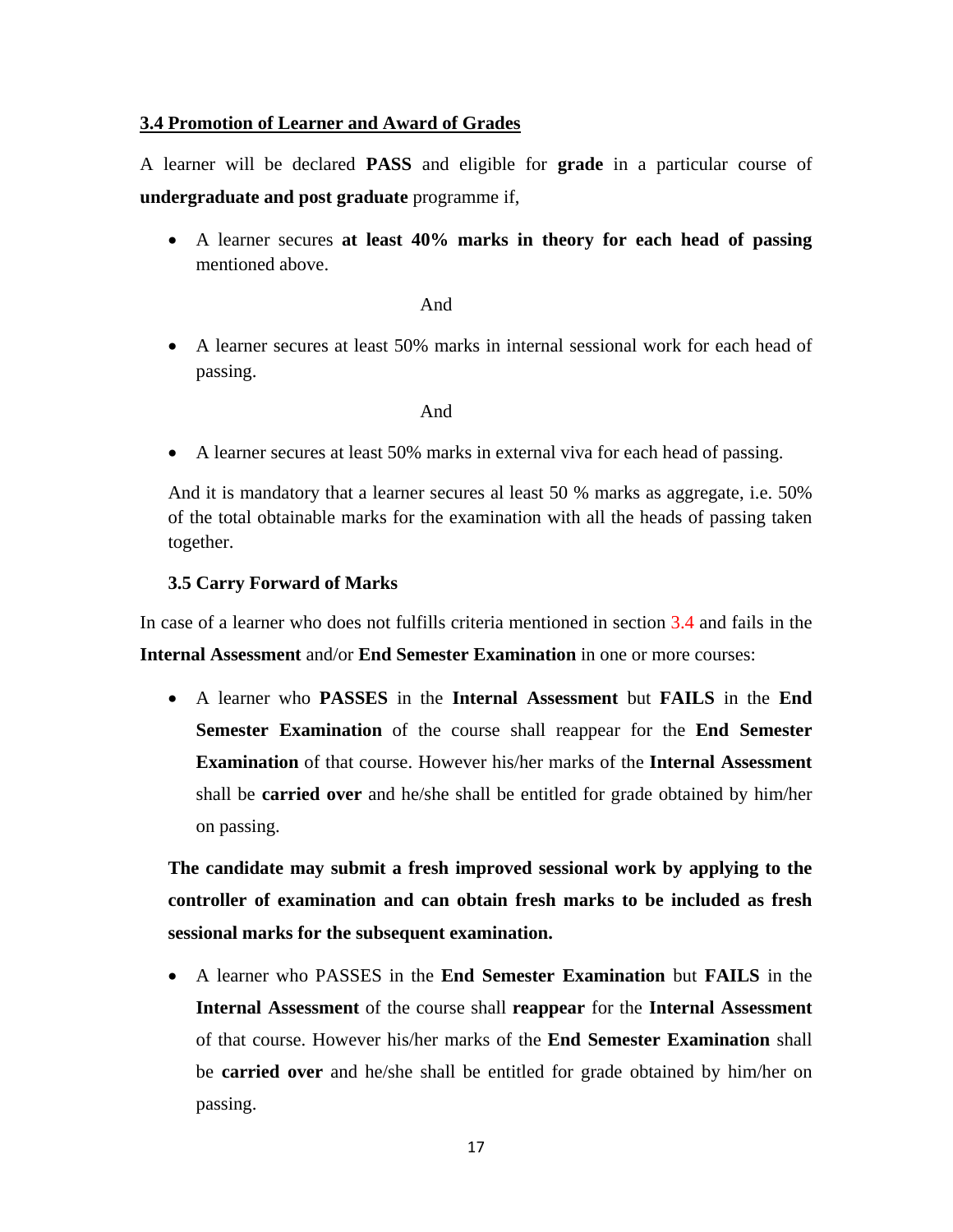## 3.4 Promotion of Learner and Award of Grades

A learner will be declared **PASS** and eligible for **grade** in a particular course of **undergraduate and post graduate** programme if,

- A learner secures **at least 40% marks in theory for each head of passing** mentioned above.

And

- A learner secures at least 50% marks in internal sessional work for each head of passing.

And

- A learner secures at least 50% marks in external viva for each head of passing.

And it is mandatory that a learner secures al least 50 % marks as aggregate, i.e. 50% of the total obtainable marks for the examination with all the heads of passing taken together.

### 3.5 Carry Forward of Marks

In case of a learner who does not fulfills criteria mentioned in section 3.4 and fails in the **Internal Assessment** and/or **End Semester Examination** in one or more courses:

- A learner who **PASSES** in the **Internal Assessment** but **FAILS** in the **End Semester Examination** of the course shall reappear for the **End Semester Examination** of that course. However his/her marks of the **Internal Assessment** shall be **carried over** and he/she shall be entitled for grade obtained by him/her on passing.

**The candidate may submit a fresh improved sessional work by applying to the controller of examination and can obtain fresh marks to be included as fresh sessional marks for the subsequent examination.**

- A learner who PASSES in the **End Semester Examination** but **FAILS** in the **Internal Assessment** of the course shall **reappear** for the **Internal Assessment** of that course. However his/her marks of the **End Semester Examination** shall be **carried over** and he/she shall be entitled for grade obtained by him/her on passing.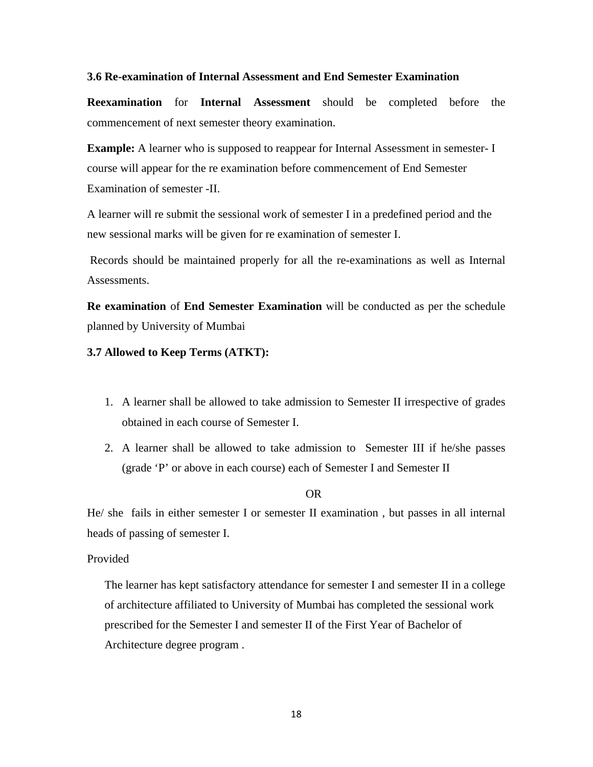### 3.6 Re-examination of Internal Assessment and End Semester Examination

**Reexamination** for **Internal Assessment** should be completed before the commencement of next semester theory examination.

**Example:** A learner who is supposed to reappear for Internal Assessment in semester- I course will appear for the re examination before commencement of End Semester Examination of semester -II.

A learner will re submit the sessional work of semester I in a predefined period and the new sessional marks will be given for re examination of semester I.

Records should be maintained properly for all the re-examinations as well as Internal Assessments.

**Re examination** of **End Semester Examination** will be conducted as per the schedule planned by University of Mumbai

### 3.7 Allowed to Keep Terms (ATKT):

1. A learner shall be allowed to take admission to Semester II irrespective of grades obtained in each course of Semester I.
2. A learner shall be allowed to take admission to Semester III if he/she passes (grade 'P' or above in each course) each of Semester I and Semester II

OR

He/ she fails in either semester I or semester II examination , but passes in all internal heads of passing of semester I.

Provided

The learner has kept satisfactory attendance for semester I and semester II in a college of architecture affiliated to University of Mumbai has completed the sessional work prescribed for the Semester I and semester II of the First Year of Bachelor of Architecture degree program .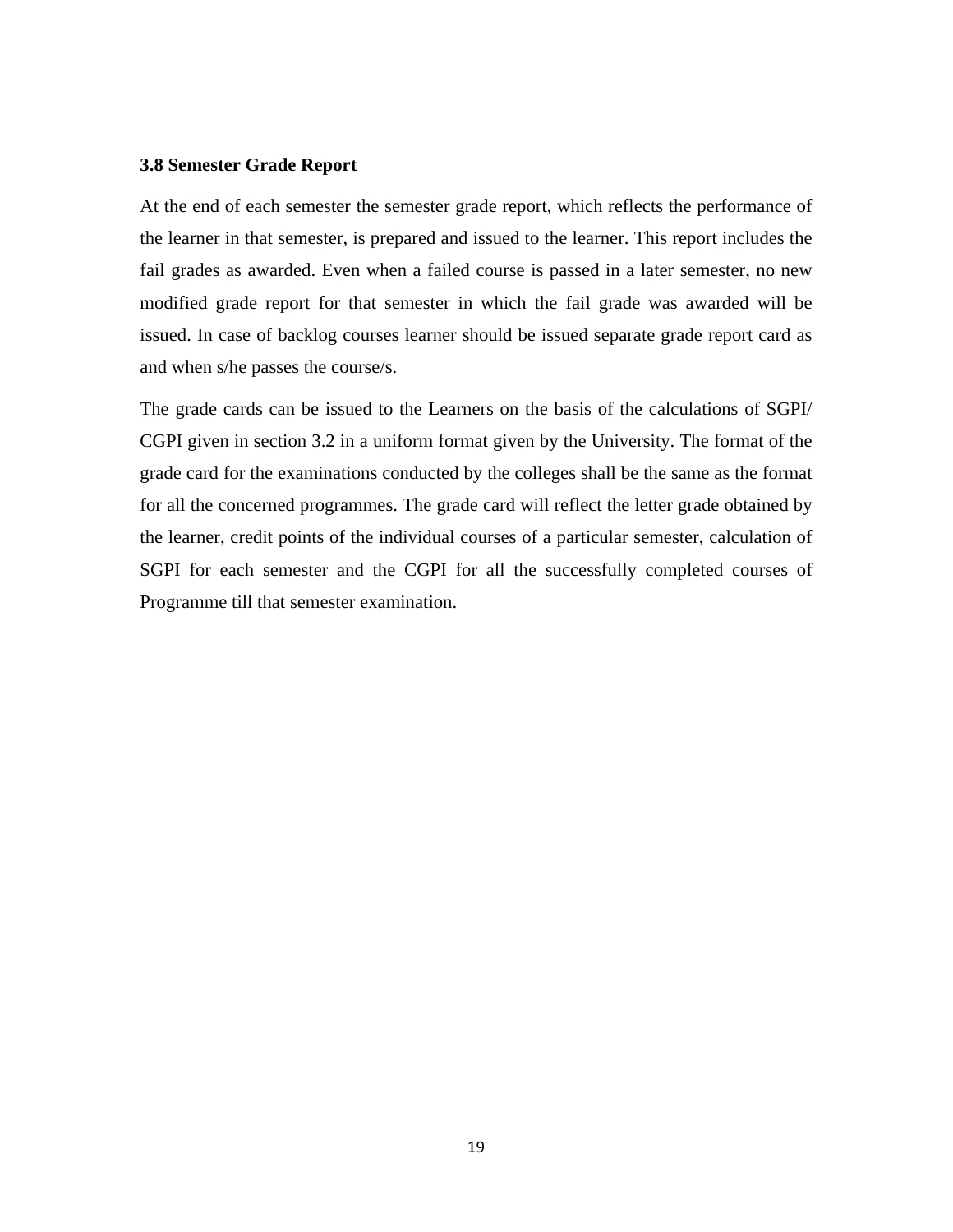### 3.8 Semester Grade Report

At the end of each semester the semester grade report, which reflects the performance of the learner in that semester, is prepared and issued to the learner. This report includes the fail grades as awarded. Even when a failed course is passed in a later semester, no new modified grade report for that semester in which the fail grade was awarded will be issued. In case of backlog courses learner should be issued separate grade report card as and when s/he passes the course/s.

The grade cards can be issued to the Learners on the basis of the calculations of SGPI/ CGPI given in section 3.2 in a uniform format given by the University. The format of the grade card for the examinations conducted by the colleges shall be the same as the format for all the concerned programmes. The grade card will reflect the letter grade obtained by the learner, credit points of the individual courses of a particular semester, calculation of SGPI for each semester and the CGPI for all the successfully completed courses of Programme till that semester examination.